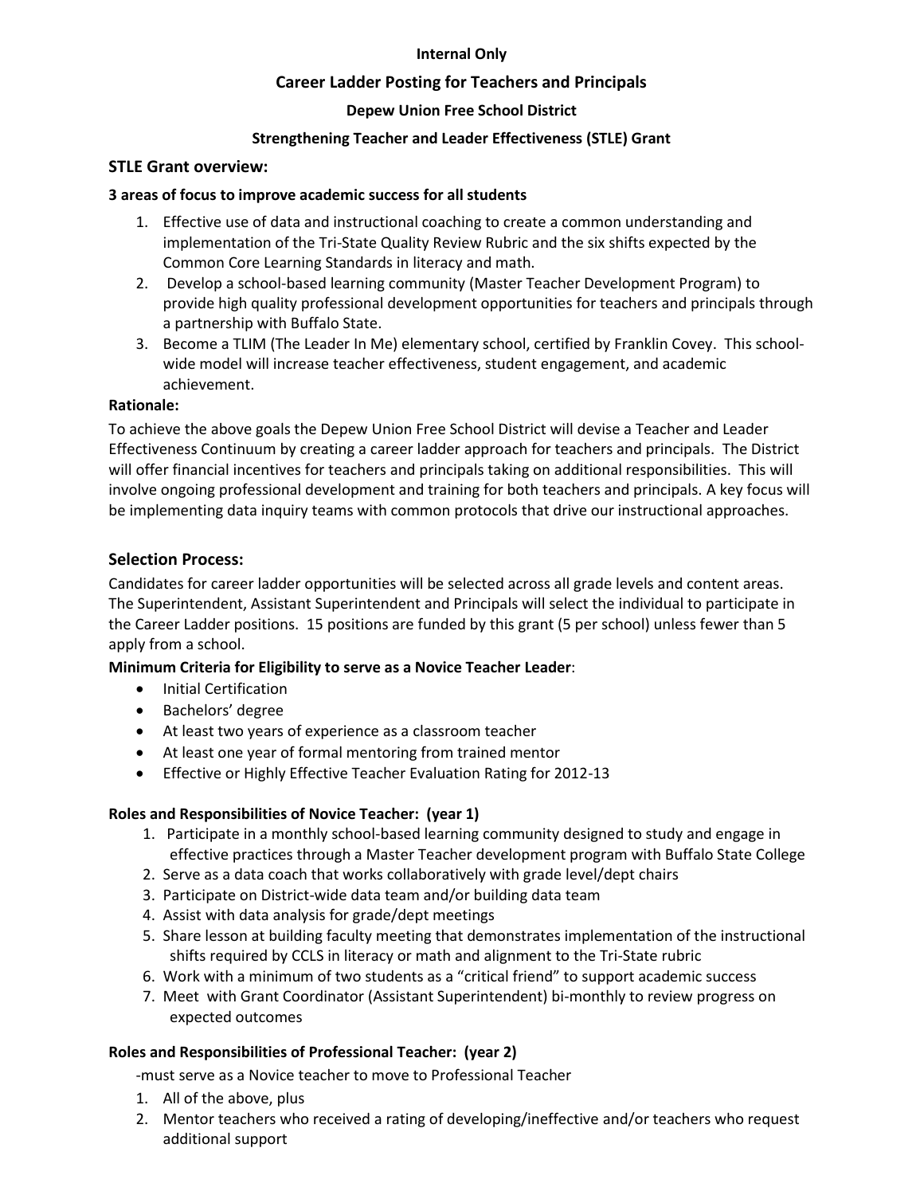**Internal Only**

# Career Ladder Posting for Teachers and Principals

**Depew Union Free School District**

**Strengthening Teacher and Leader Effectiveness (STLE) Grant**

## STLE Grant overview:

**3 areas of focus to improve academic success for all students**

1. Effective use of data and instructional coaching to create a common understanding and implementation of the Tri-State Quality Review Rubric and the six shifts expected by the Common Core Learning Standards in literacy and math.
2. Develop a school-based learning community (Master Teacher Development Program) to provide high quality professional development opportunities for teachers and principals through a partnership with Buffalo State.
3. Become a TLIM (The Leader In Me) elementary school, certified by Franklin Covey. This school-wide model will increase teacher effectiveness, student engagement, and academic achievement.

**Rationale:**

To achieve the above goals the Depew Union Free School District will devise a Teacher and Leader Effectiveness Continuum by creating a career ladder approach for teachers and principals. The District will offer financial incentives for teachers and principals taking on additional responsibilities. This will involve ongoing professional development and training for both teachers and principals. A key focus will be implementing data inquiry teams with common protocols that drive our instructional approaches.

## Selection Process:

Candidates for career ladder opportunities will be selected across all grade levels and content areas. The Superintendent, Assistant Superintendent and Principals will select the individual to participate in the Career Ladder positions. 15 positions are funded by this grant (5 per school) unless fewer than 5 apply from a school.

**Minimum Criteria for Eligibility to serve as a Novice Teacher Leader**:

- Initial Certification
- Bachelors' degree
- At least two years of experience as a classroom teacher
- At least one year of formal mentoring from trained mentor
- Effective or Highly Effective Teacher Evaluation Rating for 2012-13

**Roles and Responsibilities of Novice Teacher: (year 1)**

1. Participate in a monthly school-based learning community designed to study and engage in effective practices through a Master Teacher development program with Buffalo State College
2. Serve as a data coach that works collaboratively with grade level/dept chairs
3. Participate on District-wide data team and/or building data team
4. Assist with data analysis for grade/dept meetings
5. Share lesson at building faculty meeting that demonstrates implementation of the instructional shifts required by CCLS in literacy or math and alignment to the Tri-State rubric
6. Work with a minimum of two students as a "critical friend" to support academic success
7. Meet with Grant Coordinator (Assistant Superintendent) bi-monthly to review progress on expected outcomes

**Roles and Responsibilities of Professional Teacher: (year 2)**

-must serve as a Novice teacher to move to Professional Teacher

1. All of the above, plus
2. Mentor teachers who received a rating of developing/ineffective and/or teachers who request additional support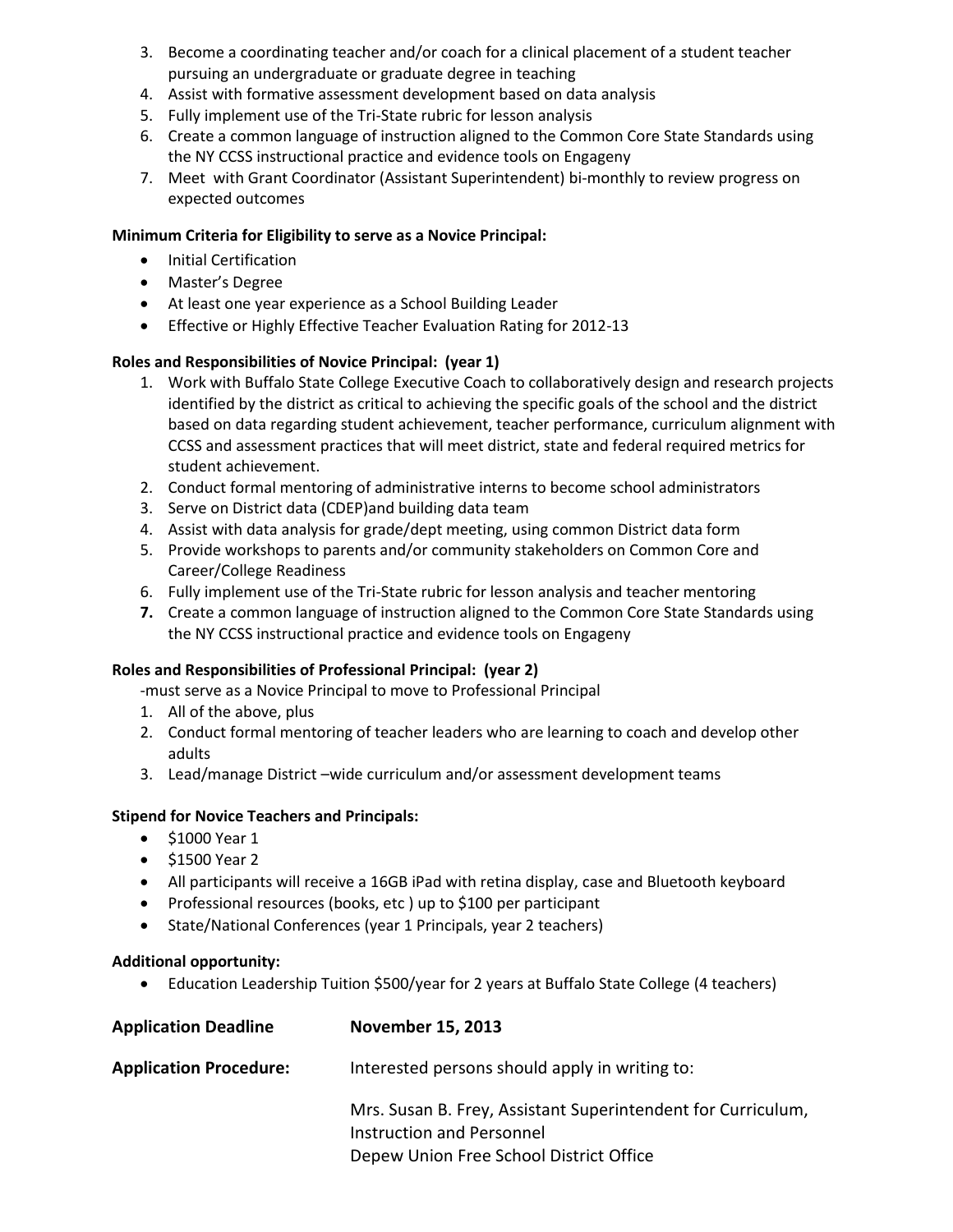3. Become a coordinating teacher and/or coach for a clinical placement of a student teacher pursuing an undergraduate or graduate degree in teaching
4. Assist with formative assessment development based on data analysis
5. Fully implement use of the Tri-State rubric for lesson analysis
6. Create a common language of instruction aligned to the Common Core State Standards using the NY CCSS instructional practice and evidence tools on Engageny
7. Meet with Grant Coordinator (Assistant Superintendent) bi-monthly to review progress on expected outcomes

**Minimum Criteria for Eligibility to serve as a Novice Principal:**

- Initial Certification
- Master's Degree
- At least one year experience as a School Building Leader
- Effective or Highly Effective Teacher Evaluation Rating for 2012-13

**Roles and Responsibilities of Novice Principal: (year 1)**

1. Work with Buffalo State College Executive Coach to collaboratively design and research projects identified by the district as critical to achieving the specific goals of the school and the district based on data regarding student achievement, teacher performance, curriculum alignment with CCSS and assessment practices that will meet district, state and federal required metrics for student achievement.
2. Conduct formal mentoring of administrative interns to become school administrators
3. Serve on District data (CDEP)and building data team
4. Assist with data analysis for grade/dept meeting, using common District data form
5. Provide workshops to parents and/or community stakeholders on Common Core and Career/College Readiness
6. Fully implement use of the Tri-State rubric for lesson analysis and teacher mentoring
7. Create a common language of instruction aligned to the Common Core State Standards using the NY CCSS instructional practice and evidence tools on Engageny

**Roles and Responsibilities of Professional Principal: (year 2)**

-must serve as a Novice Principal to move to Professional Principal

1. All of the above, plus
2. Conduct formal mentoring of teacher leaders who are learning to coach and develop other adults
3. Lead/manage District –wide curriculum and/or assessment development teams

**Stipend for Novice Teachers and Principals:**

- $1000 Year 1
- $1500 Year 2
- All participants will receive a 16GB iPad with retina display, case and Bluetooth keyboard
- Professional resources (books, etc ) up to $100 per participant
- State/National Conferences (year 1 Principals, year 2 teachers)

**Additional opportunity:**

- Education Leadership Tuition $500/year for 2 years at Buffalo State College (4 teachers)

**Application Deadline** **November 15, 2013**

**Application Procedure:** Interested persons should apply in writing to:

Mrs. Susan B. Frey, Assistant Superintendent for Curriculum, Instruction and Personnel
Depew Union Free School District Office